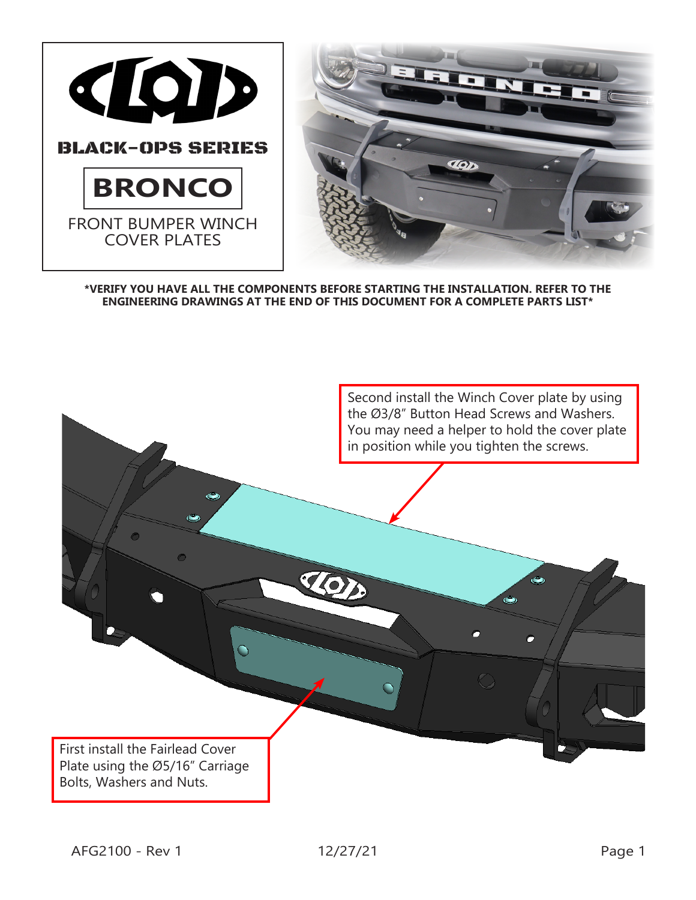BLACK-OPS SERIES

# BRONCO

FRONT BUMPER WINCH COVER PLATES

**\*VERIFY YOU HAVE ALL THE COMPONENTS BEFORE STARTING THE INSTALLATION. REFER TO THE ENGINEERING DRAWINGS AT THE END OF THIS DOCUMENT FOR A COMPLETE PARTS LIST\***

Second install the Winch Cover plate by using the Ø3/8" Button Head Screws and Washers. You may need a helper to hold the cover plate in position while you tighten the screws.

First install the Fairlead Cover Plate using the Ø5/16" Carriage Bolts, Washers and Nuts.

AFG2100 - Rev 1 12/27/21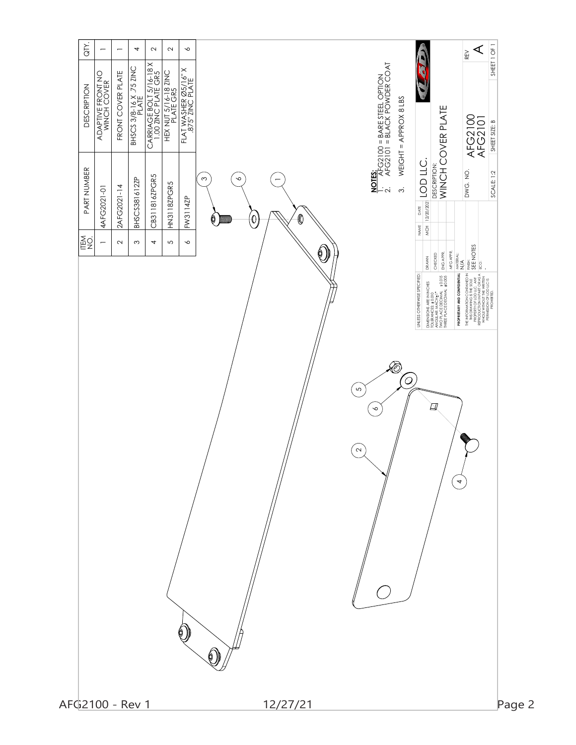| ITEM NO. | PART NUMBER | DESCRIPTION | QTY. |
|---|---|---|---|
| 1 | 4AFG2021-01 | ADAPTIVE FRONT NO WINCH COVER | 1 |
| 2 | 2AFG2021-14 | FRONT COVER PLATE | 1 |
| 3 | BHSCS381612ZP | BHSCS 3/8-16 X .75 ZINC PLATE | 4 |
| 4 | CB311816ZPGR5 | CARRIAGE BOLT 5/16-18 X 1.00 ZINC PLATE GR5 | 2 |
| 5 | HN3118ZPGR5 | HEX NUT 5/16-18 ZINC PLATE GR5 | 2 |
| 6 | FW3114ZP | FLAT WASHER Ø5/16" X .875" ZINC PLATE | 6 |

**NOTES:**

1. AFG2100 = BARE STEEL OPTION
2. AFG2101 = BLACK POWDER COAT
3. WEIGHT = APPROX 8 LBS

UNLESS OTHERWISE SPECIFIED:
DIMENSIONS ARE IN INCHES
TOLERANCES: ±0.010
ANGULAR: MACH ±1°
TWO PLACE DECIMAL ±0.015
THREE PLACE DECIMAL ±0.005

**PROPRIETARY AND CONFIDENTIAL**
THE INFORMATION CONTAINED IN THIS DRAWING IS THE SOLE PROPERTY OF LOD LLC. ANY REPRODUCTION IN PART OR AS A WHOLE WITHOUT THE WRITTEN PERMISSION OF LOD LLC IS PROHIBITED.

| | NAME | DATE |
|---|---|---|
| DRAWN | MCH | 12/20/2021 |
| CHECKED | | |
| ENG APPR. | | |
| MFG APPR. | | |

MATERIAL: N/A
FINISH: SEE NOTES
ECO: -

LOD LLC.
DESCRIPTION: WINCH COVER PLATE
DWG. NO. AFG2100 AFG2101
REV A
SCALE: 1:2
SHEET SIZE: B
SHEET 1 OF 1

AFG2100 - Rev 1 12/27/21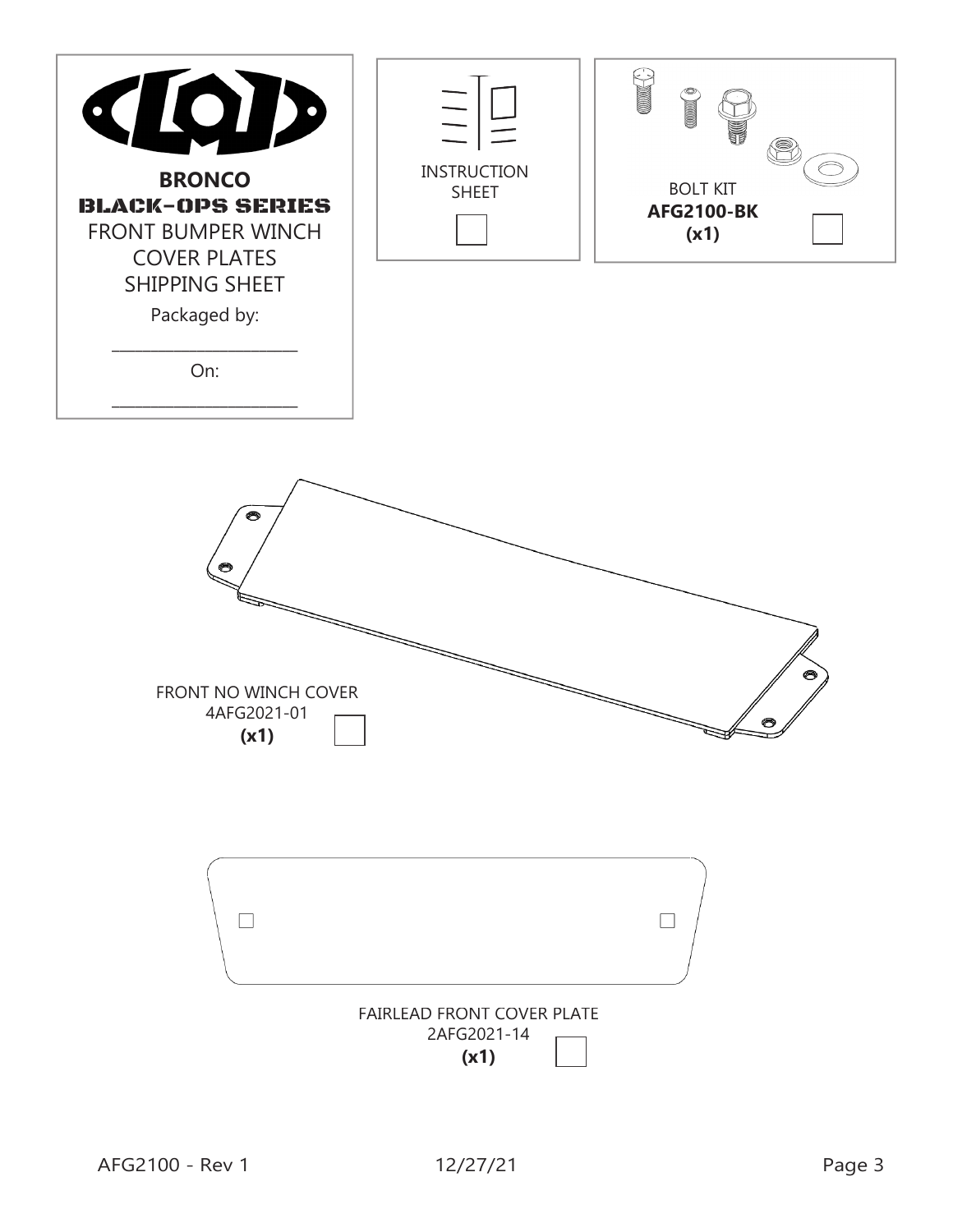**BRONCO**

**BLACK-OPS SERIES**

FRONT BUMPER WINCH COVER PLATES SHIPPING SHEET

Packaged by:

\_\_\_\_\_\_\_\_\_\_\_\_\_\_\_\_\_\_\_\_\_\_

On:

\_\_\_\_\_\_\_\_\_\_\_\_\_\_\_\_\_\_\_\_\_\_

INSTRUCTION SHEET ☐

BOLT KIT
**AFG2100-BK**
**(x1)** ☐

FRONT NO WINCH COVER
4AFG2021-01
**(x1)** ☐

FAIRLEAD FRONT COVER PLATE
2AFG2021-14
**(x1)** ☐

AFG2100 - Rev 1 12/27/21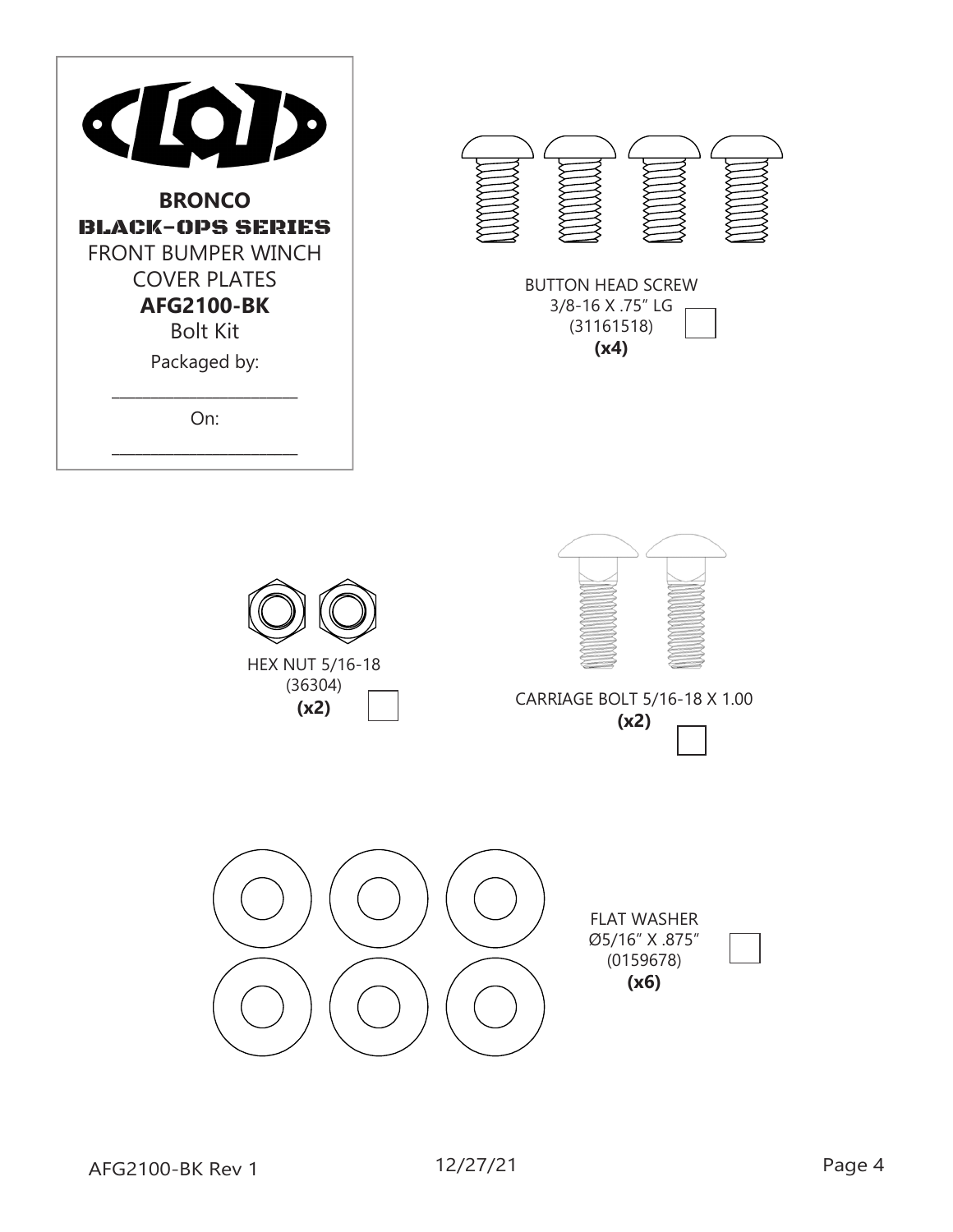**BRONCO**

**BLACK-OPS SERIES**

FRONT BUMPER WINCH COVER PLATES

**AFG2100-BK**

Bolt Kit

Packaged by:

______________________

On:

______________________

BUTTON HEAD SCREW
3/8-16 X .75" LG
(31161518)
**(x4)**

HEX NUT 5/16-18
(36304)
**(x2)**

CARRIAGE BOLT 5/16-18 X 1.00
**(x2)**

FLAT WASHER
Ø5/16" X .875"
(0159678)
**(x6)**

AFG2100-BK Rev 1 12/27/21